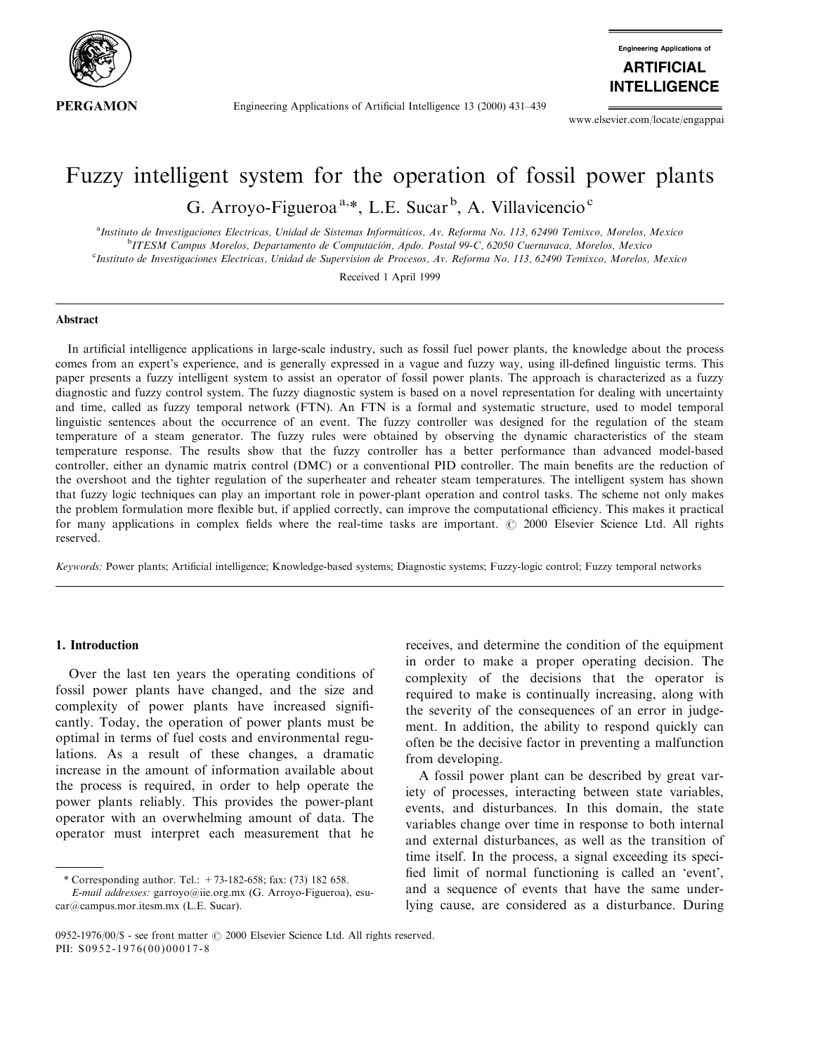# Fuzzy intelligent system for the operation of fossil power plants

G. Arroyo-Figueroa[a,*], L.E. Sucar[b], A. Villavicencio[c]

[a]*Instituto de Investigaciones Electricas, Unidad de Sistemas Informáticos, Av. Reforma No. 113, 62490 Temixco, Morelos, Mexico*
[b]*ITESM Campus Morelos, Departamento de Computación, Apdo. Postal 99-C, 62050 Cuernavaca, Morelos, Mexico*
[c]*Instituto de Investigaciones Electricas, Unidad de Supervision de Procesos, Av. Reforma No. 113, 62490 Temixco, Morelos, Mexico*

Received 1 April 1999

## Abstract

In artificial intelligence applications in large-scale industry, such as fossil fuel power plants, the knowledge about the process comes from an expert's experience, and is generally expressed in a vague and fuzzy way, using ill-defined linguistic terms. This paper presents a fuzzy intelligent system to assist an operator of fossil power plants. The approach is characterized as a fuzzy diagnostic and fuzzy control system. The fuzzy diagnostic system is based on a novel representation for dealing with uncertainty and time, called as fuzzy temporal network (FTN). An FTN is a formal and systematic structure, used to model temporal linguistic sentences about the occurrence of an event. The fuzzy controller was designed for the regulation of the steam temperature of a steam generator. The fuzzy rules were obtained by observing the dynamic characteristics of the steam temperature response. The results show that the fuzzy controller has a better performance than advanced model-based controller, either an dynamic matrix control (DMC) or a conventional PID controller. The main benefits are the reduction of the overshoot and the tighter regulation of the superheater and reheater steam temperatures. The intelligent system has shown that fuzzy logic techniques can play an important role in power-plant operation and control tasks. The scheme not only makes the problem formulation more flexible but, if applied correctly, can improve the computational efficiency. This makes it practical for many applications in complex fields where the real-time tasks are important. © 2000 Elsevier Science Ltd. All rights reserved.

*Keywords:* Power plants; Artificial intelligence; Knowledge-based systems; Diagnostic systems; Fuzzy-logic control; Fuzzy temporal networks

## 1. Introduction

Over the last ten years the operating conditions of fossil power plants have changed, and the size and complexity of power plants have increased significantly. Today, the operation of power plants must be optimal in terms of fuel costs and environmental regulations. As a result of these changes, a dramatic increase in the amount of information available about the process is required, in order to help operate the power plants reliably. This provides the power-plant operator with an overwhelming amount of data. The operator must interpret each measurement that he receives, and determine the condition of the equipment in order to make a proper operating decision. The complexity of the decisions that the operator is required to make is continually increasing, along with the severity of the consequences of an error in judgement. In addition, the ability to respond quickly can often be the decisive factor in preventing a malfunction from developing.

A fossil power plant can be described by great variety of processes, interacting between state variables, events, and disturbances. In this domain, the state variables change over time in response to both internal and external disturbances, as well as the transition of time itself. In the process, a signal exceeding its specified limit of normal functioning is called an 'event', and a sequence of events that have the same underlying cause, are considered as a disturbance. During

\* Corresponding author. Tel.: +73-182-658; fax: (73) 182 658.
*E-mail addresses:* garroyo@iie.org.mx (G. Arroyo-Figueroa), esucar@campus.mor.itesm.mx (L.E. Sucar).

0952-1976/00/$ - see front matter © 2000 Elsevier Science Ltd. All rights reserved.
PII: S0952-1976(00)00017-8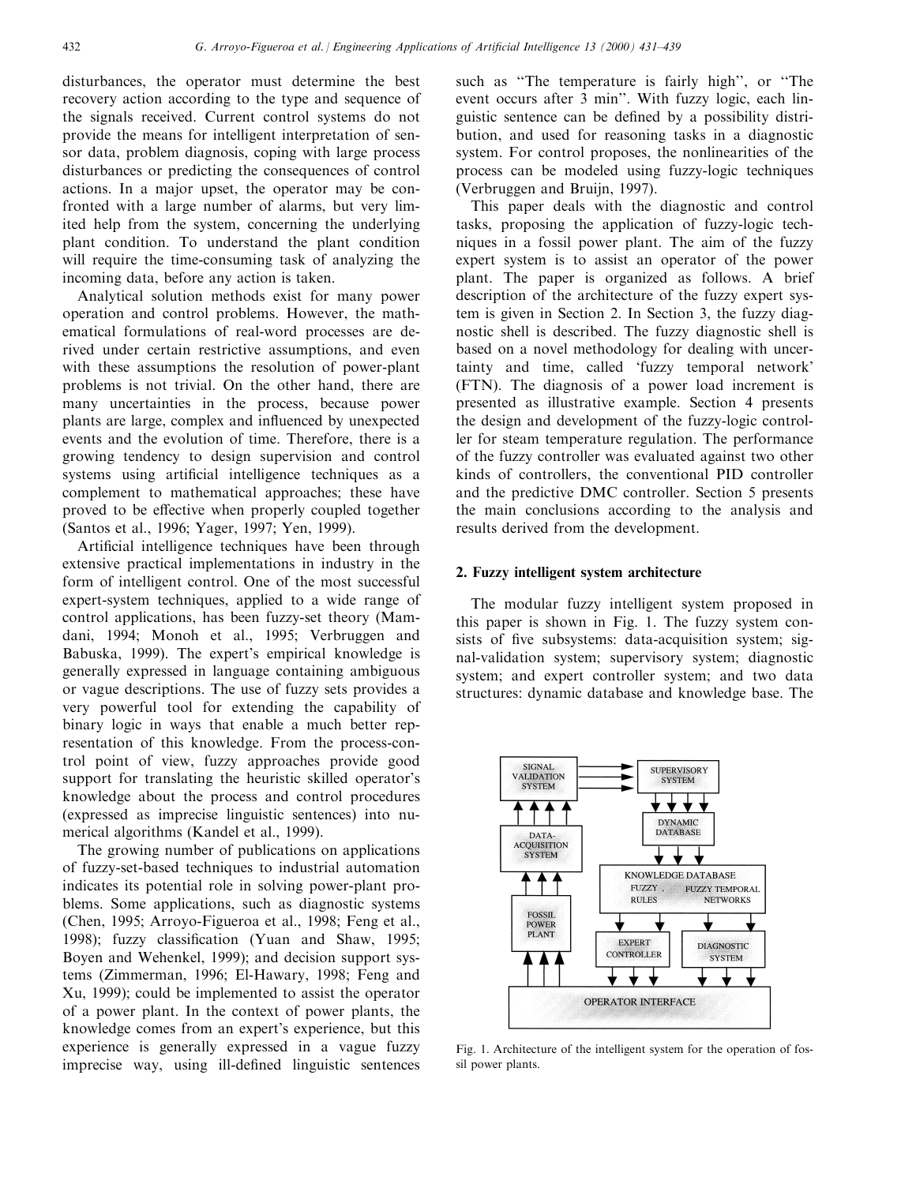disturbances, the operator must determine the best recovery action according to the type and sequence of the signals received. Current control systems do not provide the means for intelligent interpretation of sensor data, problem diagnosis, coping with large process disturbances or predicting the consequences of control actions. In a major upset, the operator may be confronted with a large number of alarms, but very limited help from the system, concerning the underlying plant condition. To understand the plant condition will require the time-consuming task of analyzing the incoming data, before any action is taken.

Analytical solution methods exist for many power operation and control problems. However, the mathematical formulations of real-word processes are derived under certain restrictive assumptions, and even with these assumptions the resolution of power-plant problems is not trivial. On the other hand, there are many uncertainties in the process, because power plants are large, complex and influenced by unexpected events and the evolution of time. Therefore, there is a growing tendency to design supervision and control systems using artificial intelligence techniques as a complement to mathematical approaches; these have proved to be effective when properly coupled together (Santos et al., 1996; Yager, 1997; Yen, 1999).

Artificial intelligence techniques have been through extensive practical implementations in industry in the form of intelligent control. One of the most successful expert-system techniques, applied to a wide range of control applications, has been fuzzy-set theory (Mamdani, 1994; Monoh et al., 1995; Verbruggen and Babuska, 1999). The expert's empirical knowledge is generally expressed in language containing ambiguous or vague descriptions. The use of fuzzy sets provides a very powerful tool for extending the capability of binary logic in ways that enable a much better representation of this knowledge. From the process-control point of view, fuzzy approaches provide good support for translating the heuristic skilled operator's knowledge about the process and control procedures (expressed as imprecise linguistic sentences) into numerical algorithms (Kandel et al., 1999).

The growing number of publications on applications of fuzzy-set-based techniques to industrial automation indicates its potential role in solving power-plant problems. Some applications, such as diagnostic systems (Chen, 1995; Arroyo-Figueroa et al., 1998; Feng et al., 1998); fuzzy classification (Yuan and Shaw, 1995; Boyen and Wehenkel, 1999); and decision support systems (Zimmerman, 1996; El-Hawary, 1998; Feng and Xu, 1999); could be implemented to assist the operator of a power plant. In the context of power plants, the knowledge comes from an expert's experience, but this experience is generally expressed in a vague fuzzy imprecise way, using ill-defined linguistic sentences such as "The temperature is fairly high", or "The event occurs after 3 min". With fuzzy logic, each linguistic sentence can be defined by a possibility distribution, and used for reasoning tasks in a diagnostic system. For control proposes, the nonlinearities of the process can be modeled using fuzzy-logic techniques (Verbruggen and Bruijn, 1997).

This paper deals with the diagnostic and control tasks, proposing the application of fuzzy-logic techniques in a fossil power plant. The aim of the fuzzy expert system is to assist an operator of the power plant. The paper is organized as follows. A brief description of the architecture of the fuzzy expert system is given in Section 2. In Section 3, the fuzzy diagnostic shell is described. The fuzzy diagnostic shell is based on a novel methodology for dealing with uncertainty and time, called 'fuzzy temporal network' (FTN). The diagnosis of a power load increment is presented as illustrative example. Section 4 presents the design and development of the fuzzy-logic controller for steam temperature regulation. The performance of the fuzzy controller was evaluated against two other kinds of controllers, the conventional PID controller and the predictive DMC controller. Section 5 presents the main conclusions according to the analysis and results derived from the development.

## 2. Fuzzy intelligent system architecture

The modular fuzzy intelligent system proposed in this paper is shown in Fig. 1. The fuzzy system consists of five subsystems: data-acquisition system; signal-validation system; supervisory system; diagnostic system; and expert controller system; and two data structures: dynamic database and knowledge base. The

Fig. 1. Architecture of the intelligent system for the operation of fossil power plants.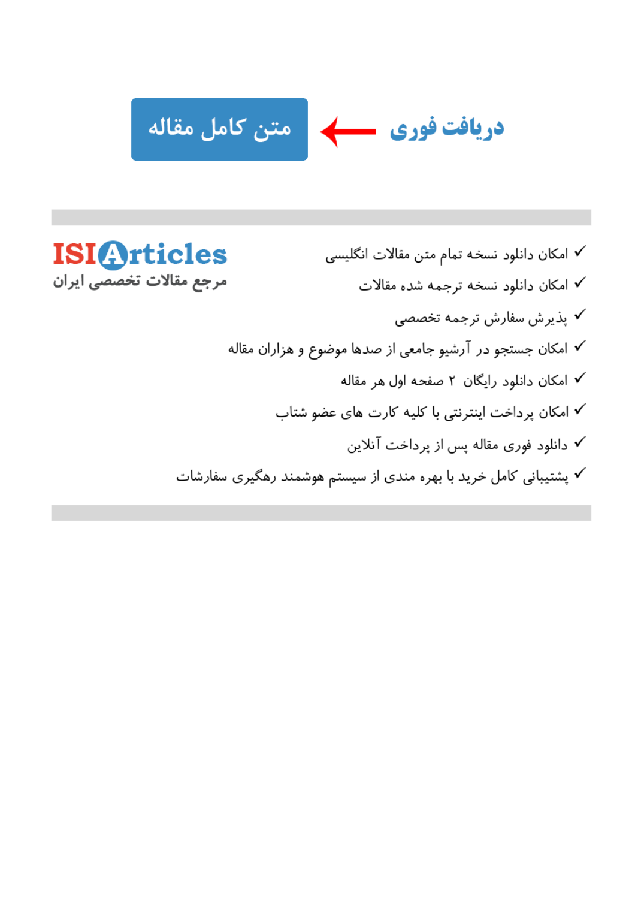دریافت فوری ← **متن کامل مقاله**

**ISIArticles**
مرجع مقالات تخصصی ایران

- ✓ امکان دانلود نسخه تمام متن مقالات انگلیسی
- ✓ امکان دانلود نسخه ترجمه شده مقالات
- ✓ پذیرش سفارش ترجمه تخصصی
- ✓ امکان جستجو در آرشیو جامعی از صدها موضوع و هزاران مقاله
- ✓ امکان دانلود رایگان ۲ صفحه اول هر مقاله
- ✓ امکان پرداخت اینترنتی با کلیه کارت های عضو شتاب
- ✓ دانلود فوری مقاله پس از پرداخت آنلاین
- ✓ پشتیبانی کامل خرید با بهره مندی از سیستم هوشمند رهگیری سفارشات